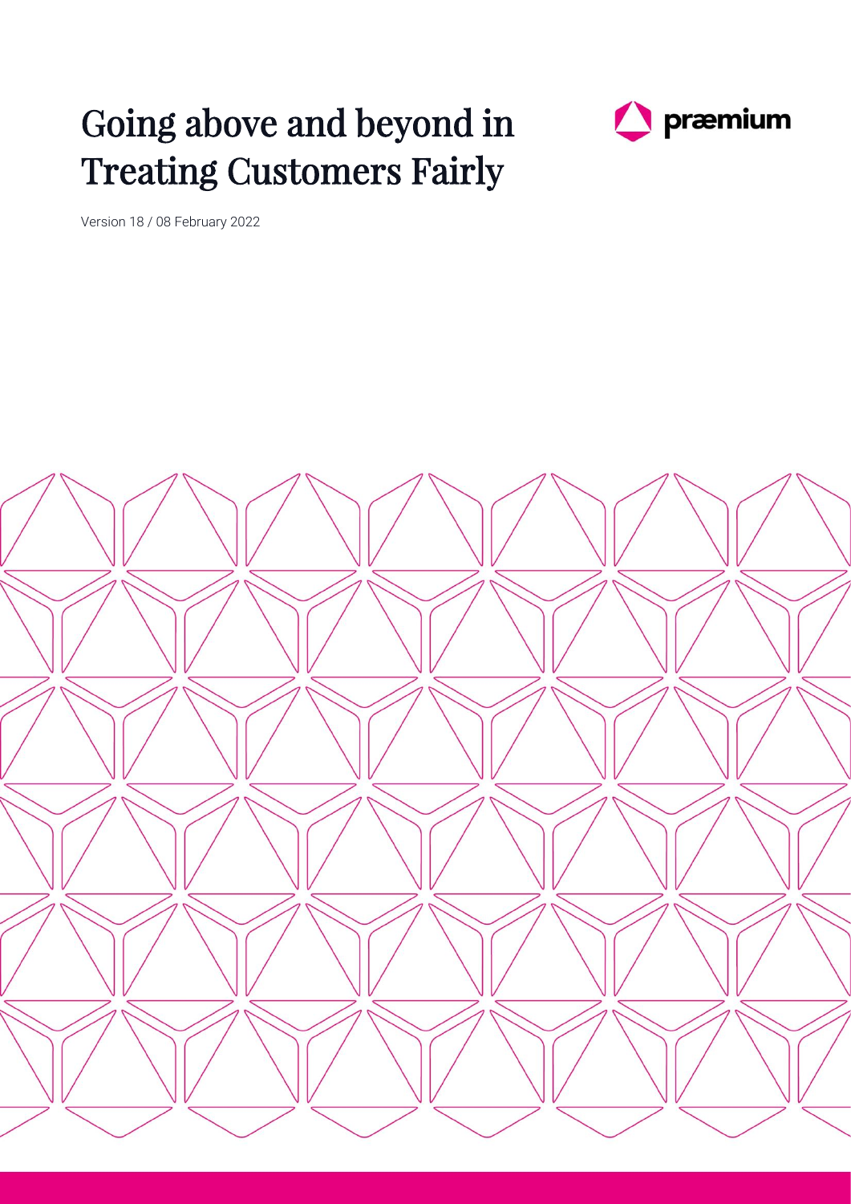# Going above and beyond in Treating Customers Fairly

præmium

Version 18 / 08 February 2022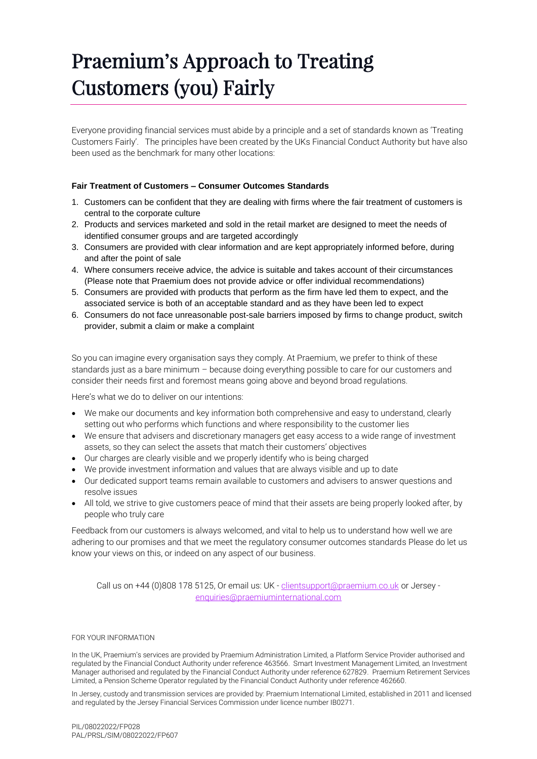# Praemium's Approach to Treating Customers (you) Fairly

Everyone providing financial services must abide by a principle and a set of standards known as 'Treating Customers Fairly'. The principles have been created by the UKs Financial Conduct Authority but have also been used as the benchmark for many other locations:

**Fair Treatment of Customers – Consumer Outcomes Standards**

1. Customers can be confident that they are dealing with firms where the fair treatment of customers is central to the corporate culture
2. Products and services marketed and sold in the retail market are designed to meet the needs of identified consumer groups and are targeted accordingly
3. Consumers are provided with clear information and are kept appropriately informed before, during and after the point of sale
4. Where consumers receive advice, the advice is suitable and takes account of their circumstances (Please note that Praemium does not provide advice or offer individual recommendations)
5. Consumers are provided with products that perform as the firm have led them to expect, and the associated service is both of an acceptable standard and as they have been led to expect
6. Consumers do not face unreasonable post-sale barriers imposed by firms to change product, switch provider, submit a claim or make a complaint

So you can imagine every organisation says they comply. At Praemium, we prefer to think of these standards just as a bare minimum – because doing everything possible to care for our customers and consider their needs first and foremost means going above and beyond broad regulations.

Here's what we do to deliver on our intentions:

- We make our documents and key information both comprehensive and easy to understand, clearly setting out who performs which functions and where responsibility to the customer lies
- We ensure that advisers and discretionary managers get easy access to a wide range of investment assets, so they can select the assets that match their customers' objectives
- Our charges are clearly visible and we properly identify who is being charged
- We provide investment information and values that are always visible and up to date
- Our dedicated support teams remain available to customers and advisers to answer questions and resolve issues
- All told, we strive to give customers peace of mind that their assets are being properly looked after, by people who truly care

Feedback from our customers is always welcomed, and vital to help us to understand how well we are adhering to our promises and that we meet the regulatory consumer outcomes standards Please do let us know your views on this, or indeed on any aspect of our business.

Call us on +44 (0)808 178 5125, Or email us: UK - clientsupport@praemium.co.uk or Jersey - enquiries@praemiuminternational.com

FOR YOUR INFORMATION

In the UK, Praemium's services are provided by Praemium Administration Limited, a Platform Service Provider authorised and regulated by the Financial Conduct Authority under reference 463566. Smart Investment Management Limited, an Investment Manager authorised and regulated by the Financial Conduct Authority under reference 627829. Praemium Retirement Services Limited, a Pension Scheme Operator regulated by the Financial Conduct Authority under reference 462660.

In Jersey, custody and transmission services are provided by: Praemium International Limited, established in 2011 and licensed and regulated by the Jersey Financial Services Commission under licence number IB0271.

PIL/08022022/FP028
PAL/PRSL/SIM/08022022/FP607